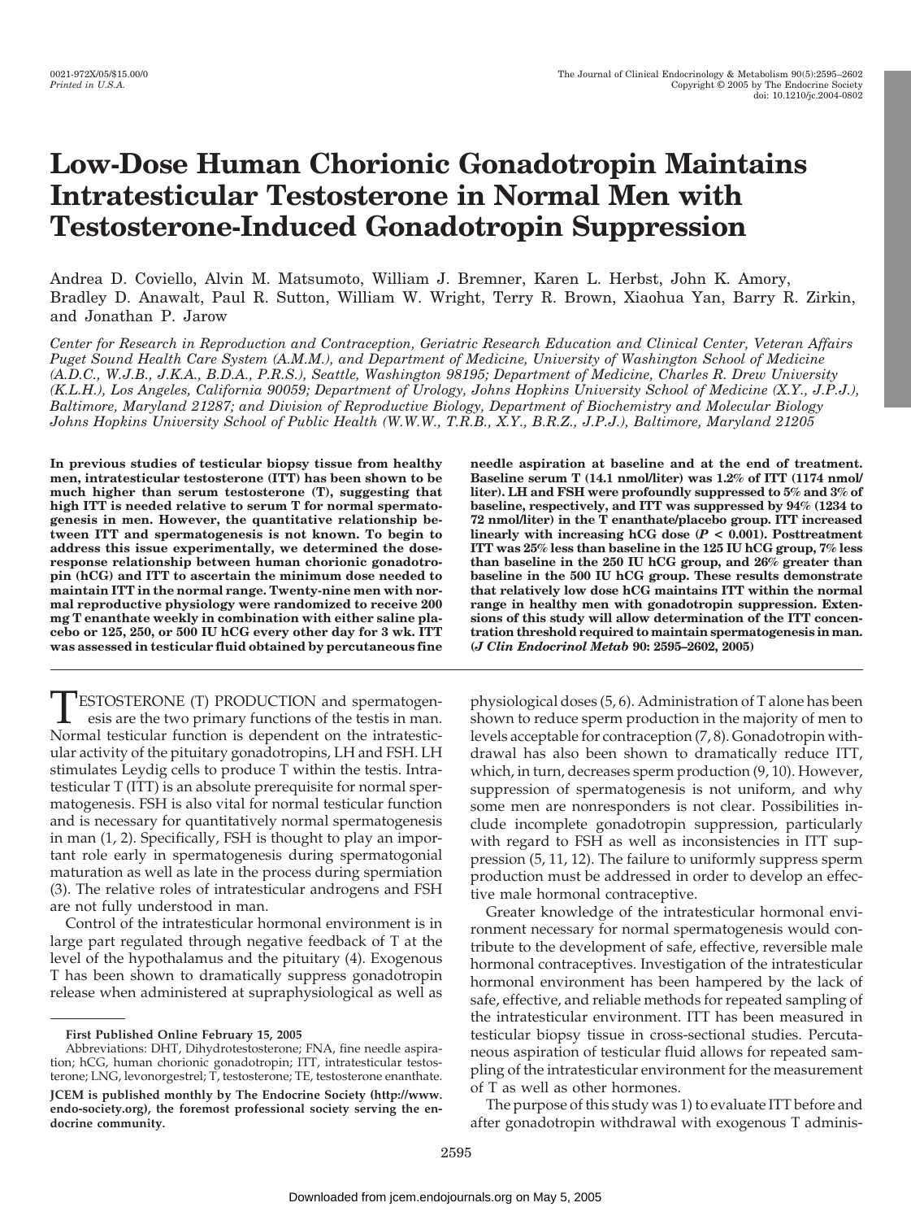# Low-Dose Human Chorionic Gonadotropin Maintains Intratesticular Testosterone in Normal Men with Testosterone-Induced Gonadotropin Suppression

Andrea D. Coviello, Alvin M. Matsumoto, William J. Bremner, Karen L. Herbst, John K. Amory, Bradley D. Anawalt, Paul R. Sutton, William W. Wright, Terry R. Brown, Xiaohua Yan, Barry R. Zirkin, and Jonathan P. Jarow

*Center for Research in Reproduction and Contraception, Geriatric Research Education and Clinical Center, Veteran Affairs Puget Sound Health Care System (A.M.M.), and Department of Medicine, University of Washington School of Medicine (A.D.C., W.J.B., J.K.A., B.D.A., P.R.S.), Seattle, Washington 98195; Department of Medicine, Charles R. Drew University (K.L.H.), Los Angeles, California 90059; Department of Urology, Johns Hopkins University School of Medicine (X.Y., J.P.J.), Baltimore, Maryland 21287; and Division of Reproductive Biology, Department of Biochemistry and Molecular Biology Johns Hopkins University School of Public Health (W.W.W., T.R.B., X.Y., B.R.Z., J.P.J.), Baltimore, Maryland 21205*

**In previous studies of testicular biopsy tissue from healthy men, intratesticular testosterone (ITT) has been shown to be much higher than serum testosterone (T), suggesting that high ITT is needed relative to serum T for normal spermatogenesis in men. However, the quantitative relationship between ITT and spermatogenesis is not known. To begin to address this issue experimentally, we determined the dose-response relationship between human chorionic gonadotropin (hCG) and ITT to ascertain the minimum dose needed to maintain ITT in the normal range. Twenty-nine men with normal reproductive physiology were randomized to receive 200 mg T enanthate weekly in combination with either saline placebo or 125, 250, or 500 IU hCG every other day for 3 wk. ITT was assessed in testicular fluid obtained by percutaneous fine needle aspiration at baseline and at the end of treatment. Baseline serum T (14.1 nmol/liter) was 1.2% of ITT (1174 nmol/liter). LH and FSH were profoundly suppressed to 5% and 3% of baseline, respectively, and ITT was suppressed by 94% (1234 to 72 nmol/liter) in the T enanthate/placebo group. ITT increased linearly with increasing hCG dose ($P < 0.001$). Posttreatment ITT was 25% less than baseline in the 125 IU hCG group, 7% less than baseline in the 250 IU hCG group, and 26% greater than baseline in the 500 IU hCG group. These results demonstrate that relatively low dose hCG maintains ITT within the normal range in healthy men with gonadotropin suppression. Extensions of this study will allow determination of the ITT concentration threshold required to maintain spermatogenesis in man. (*J Clin Endocrinol Metab* 90: 2595–2602, 2005)**

TESTOSTERONE (T) PRODUCTION and spermatogenesis are the two primary functions of the testis in man. Normal testicular function is dependent on the intratesticular activity of the pituitary gonadotropins, LH and FSH. LH stimulates Leydig cells to produce T within the testis. Intratesticular T (ITT) is an absolute prerequisite for normal spermatogenesis. FSH is also vital for normal testicular function and is necessary for quantitatively normal spermatogenesis in man (1, 2). Specifically, FSH is thought to play an important role early in spermatogenesis during spermatogonial maturation as well as late in the process during spermiation (3). The relative roles of intratesticular androgens and FSH are not fully understood in man.

Control of the intratesticular hormonal environment is in large part regulated through negative feedback of T at the level of the hypothalamus and the pituitary (4). Exogenous T has been shown to dramatically suppress gonadotropin release when administered at supraphysiological as well as physiological doses (5, 6). Administration of T alone has been shown to reduce sperm production in the majority of men to levels acceptable for contraception (7, 8). Gonadotropin withdrawal has also been shown to dramatically reduce ITT, which, in turn, decreases sperm production (9, 10). However, suppression of spermatogenesis is not uniform, and why some men are nonresponders is not clear. Possibilities include incomplete gonadotropin suppression, particularly with regard to FSH as well as inconsistencies in ITT suppression (5, 11, 12). The failure to uniformly suppress sperm production must be addressed in order to develop an effective male hormonal contraceptive.

Greater knowledge of the intratesticular hormonal environment necessary for normal spermatogenesis would contribute to the development of safe, effective, reversible male hormonal contraceptives. Investigation of the intratesticular hormonal environment has been hampered by the lack of safe, effective, and reliable methods for repeated sampling of the intratesticular environment. ITT has been measured in testicular biopsy tissue in cross-sectional studies. Percutaneous aspiration of testicular fluid allows for repeated sampling of the intratesticular environment for the measurement of T as well as other hormones.

The purpose of this study was 1) to evaluate ITT before and after gonadotropin withdrawal with exogenous T adminis-

---

**First Published Online February 15, 2005**

Abbreviations: DHT, Dihydrotestosterone; FNA, fine needle aspiration; hCG, human chorionic gonadotropin; ITT, intratesticular testosterone; LNG, levonorgestrel; T, testosterone; TE, testosterone enanthate.

**JCEM is published monthly by The Endocrine Society (http://www.endo-society.org), the foremost professional society serving the endocrine community.**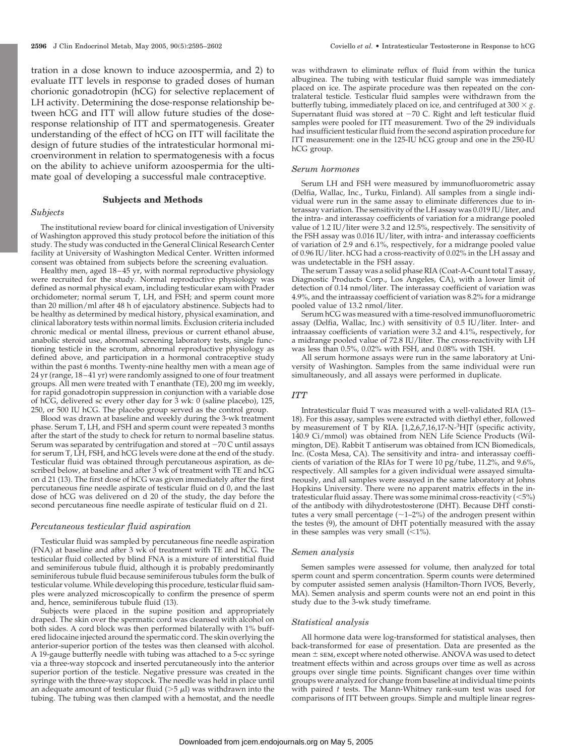tration in a dose known to induce azoospermia, and 2) to evaluate ITT levels in response to graded doses of human chorionic gonadotropin (hCG) for selective replacement of LH activity. Determining the dose-response relationship between hCG and ITT will allow future studies of the dose-response relationship of ITT and spermatogenesis. Greater understanding of the effect of hCG on ITT will facilitate the design of future studies of the intratesticular hormonal microenvironment in relation to spermatogenesis with a focus on the ability to achieve uniform azoospermia for the ultimate goal of developing a successful male contraceptive.

## Subjects and Methods

### *Subjects*

The institutional review board for clinical investigation of University of Washington approved this study protocol before the initiation of this study. The study was conducted in the General Clinical Research Center facility at University of Washington Medical Center. Written informed consent was obtained from subjects before the screening evaluation.

Healthy men, aged 18–45 yr, with normal reproductive physiology were recruited for the study. Normal reproductive physiology was defined as normal physical exam, including testicular exam with Prader orchidometer; normal serum T, LH, and FSH; and sperm count more than 20 million/ml after 48 h of ejaculatory abstinence. Subjects had to be healthy as determined by medical history, physical examination, and clinical laboratory tests within normal limits. Exclusion criteria included chronic medical or mental illness, previous or current ethanol abuse, anabolic steroid use, abnormal screening laboratory tests, single functioning testicle in the scrotum, abnormal reproductive physiology as defined above, and participation in a hormonal contraceptive study within the past 6 months. Twenty-nine healthy men with a mean age of 24 yr (range, 18–41 yr) were randomly assigned to one of four treatment groups. All men were treated with T enanthate (TE), 200 mg im weekly, for rapid gonadotropin suppression in conjunction with a variable dose of hCG, delivered sc every other day for 3 wk: 0 (saline placebo), 125, 250, or 500 IU hCG. The placebo group served as the control group.

Blood was drawn at baseline and weekly during the 3-wk treatment phase. Serum T, LH, and FSH and sperm count were repeated 3 months after the start of the study to check for return to normal baseline status. Serum was separated by centrifugation and stored at −70 C until assays for serum T, LH, FSH, and hCG levels were done at the end of the study. Testicular fluid was obtained through percutaneous aspiration, as described below, at baseline and after 3 wk of treatment with TE and hCG on d 21 (13). The first dose of hCG was given immediately after the first percutaneous fine needle aspirate of testicular fluid on d 0, and the last dose of hCG was delivered on d 20 of the study, the day before the second percutaneous fine needle aspirate of testicular fluid on d 21.

### *Percutaneous testicular fluid aspiration*

Testicular fluid was sampled by percutaneous fine needle aspiration (FNA) at baseline and after 3 wk of treatment with TE and hCG. The testicular fluid collected by blind FNA is a mixture of interstitial fluid and seminiferous tubule fluid, although it is probably predominantly seminiferous tubule fluid because seminiferous tubules form the bulk of testicular volume. While developing this procedure, testicular fluid samples were analyzed microscopically to confirm the presence of sperm and, hence, seminiferous tubule fluid (13).

Subjects were placed in the supine position and appropriately draped. The skin over the spermatic cord was cleansed with alcohol on both sides. A cord block was then performed bilaterally with 1% buffered lidocaine injected around the spermatic cord. The skin overlying the anterior-superior portion of the testes was then cleansed with alcohol. A 19-gauge butterfly needle with tubing was attached to a 5-cc syringe via a three-way stopcock and inserted percutaneously into the anterior superior portion of the testicle. Negative pressure was created in the syringe with the three-way stopcock. The needle was held in place until an adequate amount of testicular fluid (>5 μl) was withdrawn into the tubing. The tubing was then clamped with a hemostat, and the needle was withdrawn to eliminate reflux of fluid from within the tunica albuginea. The tubing with testicular fluid sample was immediately placed on ice. The aspirate procedure was then repeated on the contralateral testicle. Testicular fluid samples were withdrawn from the butterfly tubing, immediately placed on ice, and centrifuged at 300 × *g*. Supernatant fluid was stored at −70 C. Right and left testicular fluid samples were pooled for ITT measurement. Two of the 29 individuals had insufficient testicular fluid from the second aspiration procedure for ITT measurement: one in the 125-IU hCG group and one in the 250-IU hCG group.

### *Serum hormones*

Serum LH and FSH were measured by immunofluorometric assay (Delfia, Wallac, Inc., Turku, Finland). All samples from a single individual were run in the same assay to eliminate differences due to interassay variation. The sensitivity of the LH assay was 0.019 IU/liter, and the intra- and interassay coefficients of variation for a midrange pooled value of 1.2 IU/liter were 3.2 and 12.5%, respectively. The sensitivity of the FSH assay was 0.016 IU/liter, with intra- and interassay coefficients of variation of 2.9 and 6.1%, respectively, for a midrange pooled value of 0.96 IU/liter. hCG had a cross-reactivity of 0.02% in the LH assay and was undetectable in the FSH assay.

The serum T assay was a solid phase RIA (Coat-A-Count total T assay, Diagnostic Products Corp., Los Angeles, CA), with a lower limit of detection of 0.14 nmol/liter. The interassay coefficient of variation was 4.9%, and the intraassay coefficient of variation was 8.2% for a midrange pooled value of 13.2 nmol/liter.

Serum hCG was measured with a time-resolved immunofluorometric assay (Delfia, Wallac, Inc.) with sensitivity of 0.5 IU/liter. Inter- and intraassay coefficients of variation were 3.2 and 4.1%, respectively, for a midrange pooled value of 72.8 IU/liter. The cross-reactivity with LH was less than 0.5%, 0.02% with FSH, and 0.08% with TSH.

All serum hormone assays were run in the same laboratory at University of Washington. Samples from the same individual were run simultaneously, and all assays were performed in duplicate.

### *ITT*

Intratesticular fluid T was measured with a well-validated RIA (13–18). For this assay, samples were extracted with diethyl ether, followed by measurement of T by RIA. [1,2,6,7,16,17-N-$^3$H]T (specific activity, 140.9 Ci/mmol) was obtained from NEN Life Science Products (Wilmington, DE). Rabbit T antiserum was obtained from ICN Biomedicals, Inc. (Costa Mesa, CA). The sensitivity and intra- and interassay coefficients of variation of the RIAs for T were 10 pg/tube, 11.2%, and 9.6%, respectively. All samples for a given individual were assayed simultaneously, and all samples were assayed in the same laboratory at Johns Hopkins University. There were no apparent matrix effects in the intratesticular fluid assay. There was some minimal cross-reactivity (<5%) of the antibody with dihydrotestosterone (DHT). Because DHT constitutes a very small percentage (~1–2%) of the androgen present within the testes (9), the amount of DHT potentially measured with the assay in these samples was very small (<1%).

### *Semen analysis*

Semen samples were assessed for volume, then analyzed for total sperm count and sperm concentration. Sperm counts were determined by computer assisted semen analysis (Hamilton-Thorn IVOS, Beverly, MA). Semen analysis and sperm counts were not an end point in this study due to the 3-wk study timeframe.

### *Statistical analysis*

All hormone data were log-transformed for statistical analyses, then back-transformed for ease of presentation. Data are presented as the mean ± SEM, except where noted otherwise. ANOVA was used to detect treatment effects within and across groups over time as well as across groups over single time points. Significant changes over time within groups were analyzed for change from baseline at individual time points with paired *t* tests. The Mann-Whitney rank-sum test was used for comparisons of ITT between groups. Simple and multiple linear regres-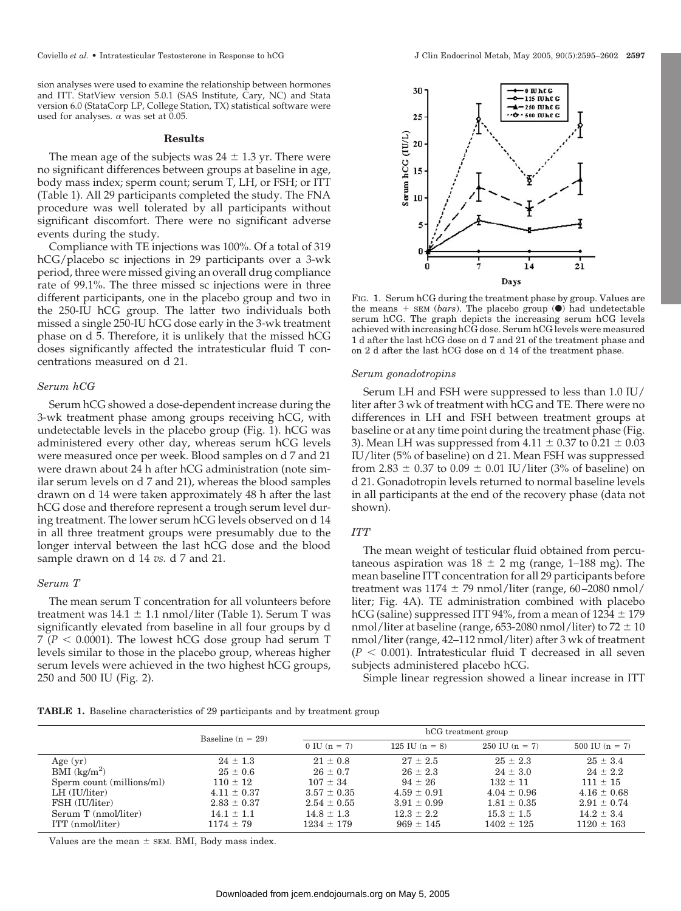sion analyses were used to examine the relationship between hormones and ITT. StatView version 5.0.1 (SAS Institute, Cary, NC) and Stata version 6.0 (StataCorp LP, College Station, TX) statistical software were used for analyses. $\alpha$ was set at 0.05.

## Results

The mean age of the subjects was $24 \pm 1.3$ yr. There were no significant differences between groups at baseline in age, body mass index; sperm count; serum T, LH, or FSH; or ITT (Table 1). All 29 participants completed the study. The FNA procedure was well tolerated by all participants without significant discomfort. There were no significant adverse events during the study.

Compliance with TE injections was 100%. Of a total of 319 hCG/placebo sc injections in 29 participants over a 3-wk period, three were missed giving an overall drug compliance rate of 99.1%. The three missed sc injections were in three different participants, one in the placebo group and two in the 250-IU hCG group. The latter two individuals both missed a single 250-IU hCG dose early in the 3-wk treatment phase on d 5. Therefore, it is unlikely that the missed hCG doses significantly affected the intratesticular fluid T concentrations measured on d 21.

### *Serum hCG*

Serum hCG showed a dose-dependent increase during the 3-wk treatment phase among groups receiving hCG, with undetectable levels in the placebo group (Fig. 1). hCG was administered every other day, whereas serum hCG levels were measured once per week. Blood samples on d 7 and 21 were drawn about 24 h after hCG administration (note similar serum levels on d 7 and 21), whereas the blood samples drawn on d 14 were taken approximately 48 h after the last hCG dose and therefore represent a trough serum level during treatment. The lower serum hCG levels observed on d 14 in all three treatment groups were presumably due to the longer interval between the last hCG dose and the blood sample drawn on d 14 *vs.* d 7 and 21.

### *Serum T*

The mean serum T concentration for all volunteers before treatment was $14.1 \pm 1.1$ nmol/liter (Table 1). Serum T was significantly elevated from baseline in all four groups by d 7 ($P < 0.0001$). The lowest hCG dose group had serum T levels similar to those in the placebo group, whereas higher serum levels were achieved in the two highest hCG groups, 250 and 500 IU (Fig. 2).

FIG. 1. Serum hCG during the treatment phase by group. Values are the means + SEM (*bars*). The placebo group (●) had undetectable serum hCG. The graph depicts the increasing serum hCG levels achieved with increasing hCG dose. Serum hCG levels were measured 1 d after the last hCG dose on d 7 and 21 of the treatment phase and on 2 d after the last hCG dose on d 14 of the treatment phase.

### *Serum gonadotropins*

Serum LH and FSH were suppressed to less than 1.0 IU/liter after 3 wk of treatment with hCG and TE. There were no differences in LH and FSH between treatment groups at baseline or at any time point during the treatment phase (Fig. 3). Mean LH was suppressed from $4.11 \pm 0.37$ to $0.21 \pm 0.03$ IU/liter (5% of baseline) on d 21. Mean FSH was suppressed from $2.83 \pm 0.37$ to $0.09 \pm 0.01$ IU/liter (3% of baseline) on d 21. Gonadotropin levels returned to normal baseline levels in all participants at the end of the recovery phase (data not shown).

### *ITT*

The mean weight of testicular fluid obtained from percutaneous aspiration was $18 \pm 2$ mg (range, 1–188 mg). The mean baseline ITT concentration for all 29 participants before treatment was $1174 \pm 79$ nmol/liter (range, 60–2080 nmol/liter; Fig. 4A). TE administration combined with placebo hCG (saline) suppressed ITT 94%, from a mean of $1234 \pm 179$ nmol/liter at baseline (range, 653-2080 nmol/liter) to $72 \pm 10$ nmol/liter (range, 42–112 nmol/liter) after 3 wk of treatment ($P < 0.001$). Intratesticular fluid T decreased in all seven subjects administered placebo hCG.

Simple linear regression showed a linear increase in ITT

**TABLE 1.** Baseline characteristics of 29 participants and by treatment group

| | Baseline (n = 29) | hCG treatment group | | | |
|---|---|---|---|---|---|
| | | 0 IU (n = 7) | 125 IU (n = 8) | 250 IU (n = 7) | 500 IU (n = 7) |
| Age (yr) | 24 ± 1.3 | 21 ± 0.8 | 27 ± 2.5 | 25 ± 2.3 | 25 ± 3.4 |
| BMI (kg/m$^2$) | 25 ± 0.6 | 26 ± 0.7 | 26 ± 2.3 | 24 ± 3.0 | 24 ± 2.2 |
| Sperm count (millions/ml) | 110 ± 12 | 107 ± 34 | 94 ± 26 | 132 ± 11 | 111 ± 15 |
| LH (IU/liter) | 4.11 ± 0.37 | 3.57 ± 0.35 | 4.59 ± 0.91 | 4.04 ± 0.96 | 4.16 ± 0.68 |
| FSH (IU/liter) | 2.83 ± 0.37 | 2.54 ± 0.55 | 3.91 ± 0.99 | 1.81 ± 0.35 | 2.91 ± 0.74 |
| Serum T (nmol/liter) | 14.1 ± 1.1 | 14.8 ± 1.3 | 12.3 ± 2.2 | 15.3 ± 1.5 | 14.2 ± 3.4 |
| ITT (nmol/liter) | 1174 ± 79 | 1234 ± 179 | 969 ± 145 | 1402 ± 125 | 1120 ± 163 |

Values are the mean ± SEM. BMI, Body mass index.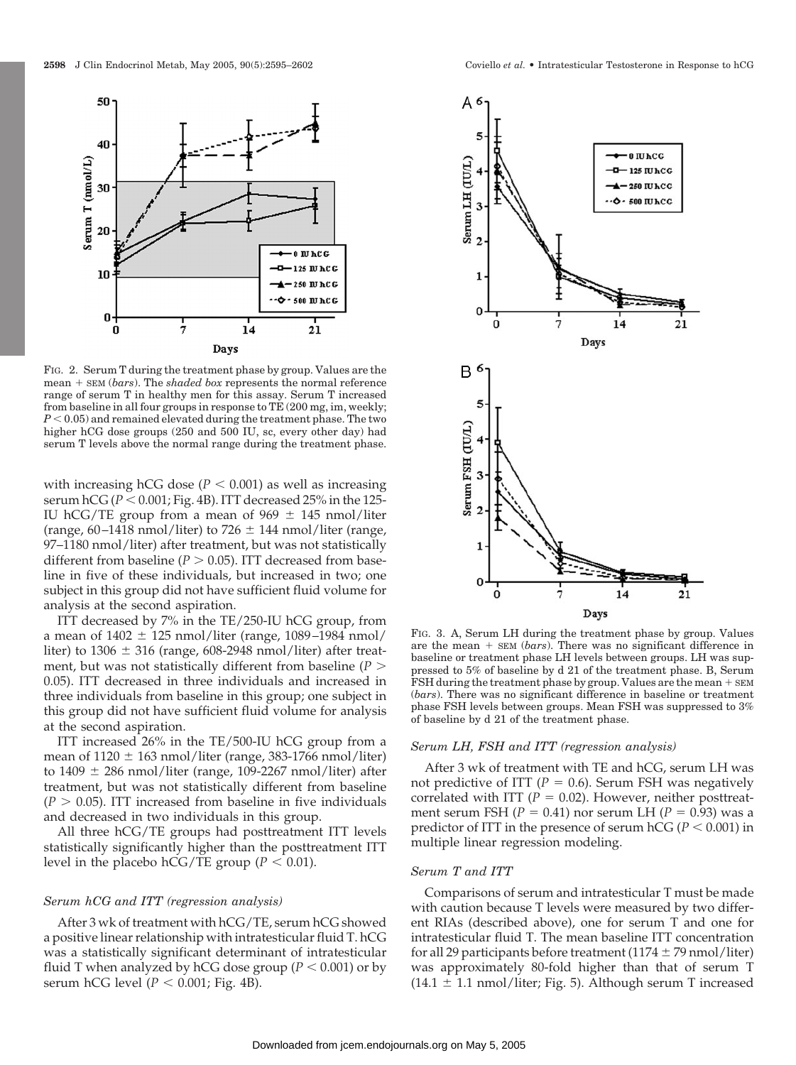FIG. 2. Serum T during the treatment phase by group. Values are the mean + SEM (*bars*). The *shaded box* represents the normal reference range of serum T in healthy men for this assay. Serum T increased from baseline in all four groups in response to TE (200 mg, im, weekly; $P < 0.05$) and remained elevated during the treatment phase. The two higher hCG dose groups (250 and 500 IU, sc, every other day) had serum T levels above the normal range during the treatment phase.

with increasing hCG dose ($P < 0.001$) as well as increasing serum hCG ($P < 0.001$; Fig. 4B). ITT decreased 25% in the 125-IU hCG/TE group from a mean of 969 ± 145 nmol/liter (range, 60–1418 nmol/liter) to 726 ± 144 nmol/liter (range, 97–1180 nmol/liter) after treatment, but was not statistically different from baseline ($P > 0.05$). ITT decreased from baseline in five of these individuals, but increased in two; one subject in this group did not have sufficient fluid volume for analysis at the second aspiration.

ITT decreased by 7% in the TE/250-IU hCG group, from a mean of 1402 ± 125 nmol/liter (range, 1089–1984 nmol/liter) to 1306 ± 316 (range, 608-2948 nmol/liter) after treatment, but was not statistically different from baseline ($P > 0.05$). ITT decreased in three individuals and increased in three individuals from baseline in this group; one subject in this group did not have sufficient fluid volume for analysis at the second aspiration.

ITT increased 26% in the TE/500-IU hCG group from a mean of 1120 ± 163 nmol/liter (range, 383-1766 nmol/liter) to 1409 ± 286 nmol/liter (range, 109-2267 nmol/liter) after treatment, but was not statistically different from baseline ($P > 0.05$). ITT increased from baseline in five individuals and decreased in two individuals in this group.

All three hCG/TE groups had posttreatment ITT levels statistically significantly higher than the posttreatment ITT level in the placebo hCG/TE group ($P < 0.01$).

### *Serum hCG and ITT (regression analysis)*

After 3 wk of treatment with hCG/TE, serum hCG showed a positive linear relationship with intratesticular fluid T. hCG was a statistically significant determinant of intratesticular fluid T when analyzed by hCG dose group ($P < 0.001$) or by serum hCG level ($P < 0.001$; Fig. 4B).

FIG. 3. A, Serum LH during the treatment phase by group. Values are the mean + SEM (*bars*). There was no significant difference in baseline or treatment phase LH levels between groups. LH was suppressed to 5% of baseline by d 21 of the treatment phase. B, Serum FSH during the treatment phase by group. Values are the mean + SEM (*bars*). There was no significant difference in baseline or treatment phase FSH levels between groups. Mean FSH was suppressed to 3% of baseline by d 21 of the treatment phase.

### *Serum LH, FSH and ITT (regression analysis)*

After 3 wk of treatment with TE and hCG, serum LH was not predictive of ITT ($P = 0.6$). Serum FSH was negatively correlated with ITT ($P = 0.02$). However, neither posttreatment serum FSH ($P = 0.41$) nor serum LH ($P = 0.93$) was a predictor of ITT in the presence of serum hCG ($P < 0.001$) in multiple linear regression modeling.

### *Serum T and ITT*

Comparisons of serum and intratesticular T must be made with caution because T levels were measured by two different RIAs (described above), one for serum T and one for intratesticular fluid T. The mean baseline ITT concentration for all 29 participants before treatment (1174 ± 79 nmol/liter) was approximately 80-fold higher than that of serum T (14.1 ± 1.1 nmol/liter; Fig. 5). Although serum T increased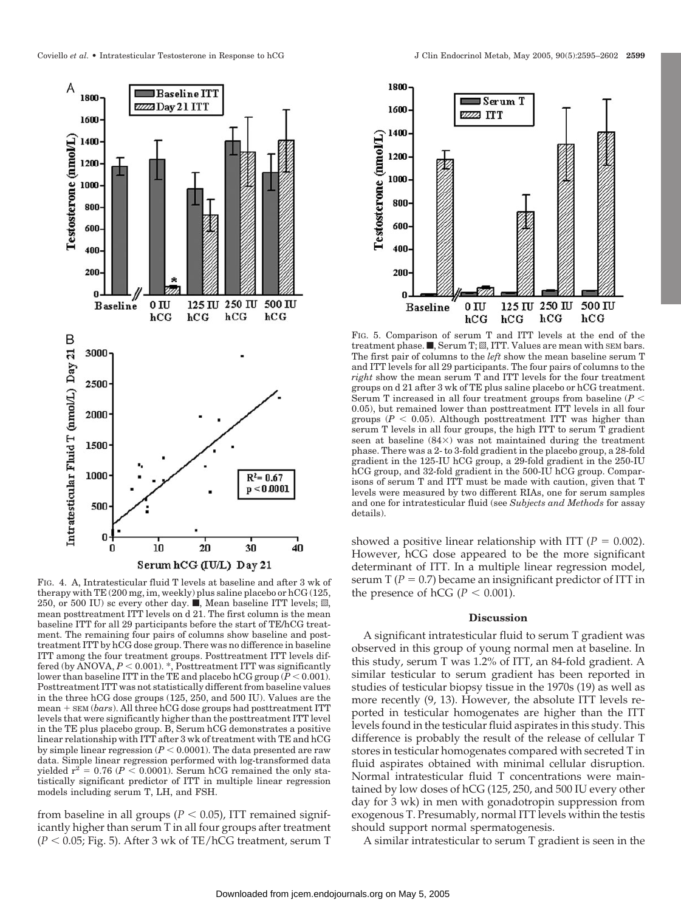FIG. 4. A, Intratesticular fluid T levels at baseline and after 3 wk of therapy with TE (200 mg, im, weekly) plus saline placebo or hCG (125, 250, or 500 IU) sc every other day. ■, Mean baseline ITT levels; ▨, mean posttreatment ITT levels on d 21. The first column is the mean baseline ITT for all 29 participants before the start of TE/hCG treatment. The remaining four pairs of columns show baseline and posttreatment ITT by hCG dose group. There was no difference in baseline ITT among the four treatment groups. Posttreatment ITT levels differed (by ANOVA, $P < 0.001$). *, Posttreatment ITT was significantly lower than baseline ITT in the TE and placebo hCG group ($P < 0.001$). Posttreatment ITT was not statistically different from baseline values in the three hCG dose groups (125, 250, and 500 IU). Values are the mean + SEM (*bars*). All three hCG dose groups had posttreatment ITT levels that were significantly higher than the posttreatment ITT level in the TE plus placebo group. B, Serum hCG demonstrates a positive linear relationship with ITT after 3 wk of treatment with TE and hCG by simple linear regression ($P < 0.0001$). The data presented are raw data. Simple linear regression performed with log-transformed data yielded $r^2 = 0.76$ ($P < 0.0001$). Serum hCG remained the only statistically significant predictor of ITT in multiple linear regression models including serum T, LH, and FSH.

FIG. 5. Comparison of serum T and ITT levels at the end of the treatment phase. ■, Serum T; ▨, ITT. Values are mean with SEM bars. The first pair of columns to the *left* show the mean baseline serum T and ITT levels for all 29 participants. The four pairs of columns to the *right* show the mean serum T and ITT levels for the four treatment groups on d 21 after 3 wk of TE plus saline placebo or hCG treatment. Serum T increased in all four treatment groups from baseline ($P < 0.05$), but remained lower than posttreatment ITT levels in all four groups ($P < 0.05$). Although posttreatment ITT was higher than serum T levels in all four groups, the high ITT to serum T gradient seen at baseline (84×) was not maintained during the treatment phase. There was a 2- to 3-fold gradient in the placebo group, a 28-fold gradient in the 125-IU hCG group, a 29-fold gradient in the 250-IU hCG group, and 32-fold gradient in the 500-IU hCG group. Comparisons of serum T and ITT must be made with caution, given that T levels were measured by two different RIAs, one for serum samples and one for intratesticular fluid (see *Subjects and Methods* for assay details).

from baseline in all groups ($P < 0.05$), ITT remained significantly higher than serum T in all four groups after treatment ($P < 0.05$; Fig. 5). After 3 wk of TE/hCG treatment, serum T showed a positive linear relationship with ITT ($P = 0.002$). However, hCG dose appeared to be the more significant determinant of ITT. In a multiple linear regression model, serum T ($P = 0.7$) became an insignificant predictor of ITT in the presence of hCG ($P < 0.001$).

## Discussion

A significant intratesticular fluid to serum T gradient was observed in this group of young normal men at baseline. In this study, serum T was 1.2% of ITT, an 84-fold gradient. A similar testicular to serum gradient has been reported in studies of testicular biopsy tissue in the 1970s (19) as well as more recently (9, 13). However, the absolute ITT levels reported in testicular homogenates are higher than the ITT levels found in the testicular fluid aspirates in this study. This difference is probably the result of the release of cellular T stores in testicular homogenates compared with secreted T in fluid aspirates obtained with minimal cellular disruption. Normal intratesticular fluid T concentrations were maintained by low doses of hCG (125, 250, and 500 IU every other day for 3 wk) in men with gonadotropin suppression from exogenous T. Presumably, normal ITT levels within the testis should support normal spermatogenesis.

A similar intratesticular to serum T gradient is seen in the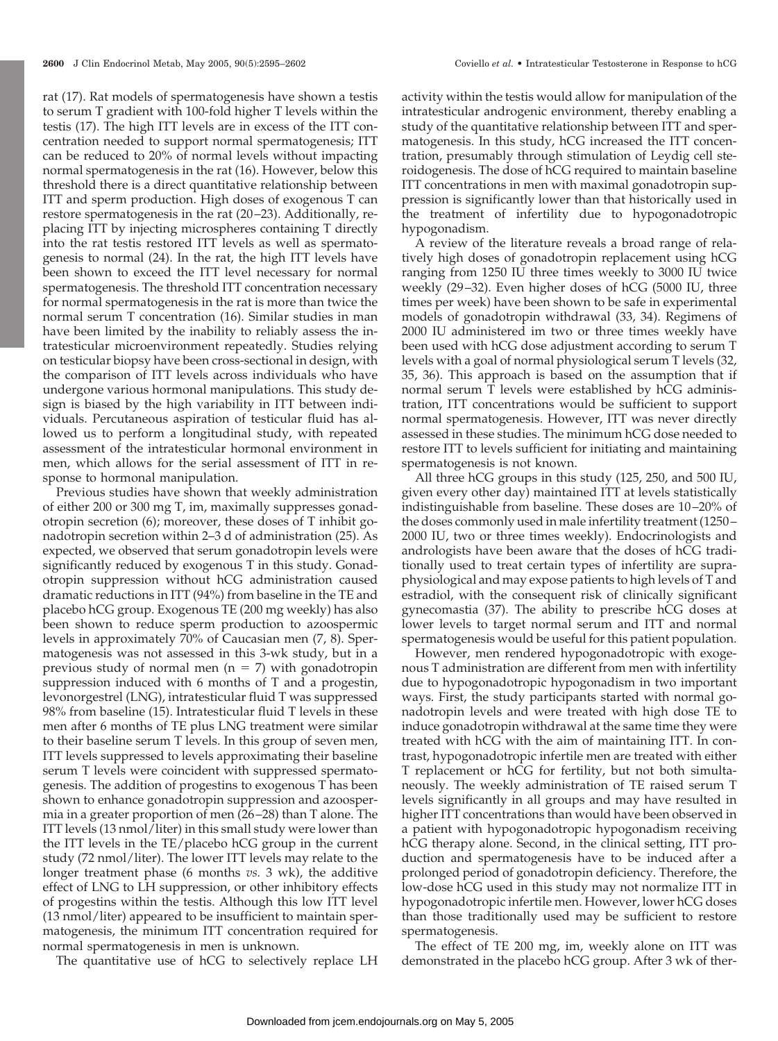rat (17). Rat models of spermatogenesis have shown a testis to serum T gradient with 100-fold higher T levels within the testis (17). The high ITT levels are in excess of the ITT concentration needed to support normal spermatogenesis; ITT can be reduced to 20% of normal levels without impacting normal spermatogenesis in the rat (16). However, below this threshold there is a direct quantitative relationship between ITT and sperm production. High doses of exogenous T can restore spermatogenesis in the rat (20–23). Additionally, replacing ITT by injecting microspheres containing T directly into the rat testis restored ITT levels as well as spermatogenesis to normal (24). In the rat, the high ITT levels have been shown to exceed the ITT level necessary for normal spermatogenesis. The threshold ITT concentration necessary for normal spermatogenesis in the rat is more than twice the normal serum T concentration (16). Similar studies in man have been limited by the inability to reliably assess the intratesticular microenvironment repeatedly. Studies relying on testicular biopsy have been cross-sectional in design, with the comparison of ITT levels across individuals who have undergone various hormonal manipulations. This study design is biased by the high variability in ITT between individuals. Percutaneous aspiration of testicular fluid has allowed us to perform a longitudinal study, with repeated assessment of the intratesticular hormonal environment in men, which allows for the serial assessment of ITT in response to hormonal manipulation.

Previous studies have shown that weekly administration of either 200 or 300 mg T, im, maximally suppresses gonadotropin secretion (6); moreover, these doses of T inhibit gonadotropin secretion within 2–3 d of administration (25). As expected, we observed that serum gonadotropin levels were significantly reduced by exogenous T in this study. Gonadotropin suppression without hCG administration caused dramatic reductions in ITT (94%) from baseline in the TE and placebo hCG group. Exogenous TE (200 mg weekly) has also been shown to reduce sperm production to azoospermic levels in approximately 70% of Caucasian men (7, 8). Spermatogenesis was not assessed in this 3-wk study, but in a previous study of normal men ($n = 7$) with gonadotropin suppression induced with 6 months of T and a progestin, levonorgestrel (LNG), intratesticular fluid T was suppressed 98% from baseline (15). Intratesticular fluid T levels in these men after 6 months of TE plus LNG treatment were similar to their baseline serum T levels. In this group of seven men, ITT levels suppressed to levels approximating their baseline serum T levels were coincident with suppressed spermatogenesis. The addition of progestins to exogenous T has been shown to enhance gonadotropin suppression and azoospermia in a greater proportion of men (26–28) than T alone. The ITT levels (13 nmol/liter) in this small study were lower than the ITT levels in the TE/placebo hCG group in the current study (72 nmol/liter). The lower ITT levels may relate to the longer treatment phase (6 months *vs.* 3 wk), the additive effect of LNG to LH suppression, or other inhibitory effects of progestins within the testis. Although this low ITT level (13 nmol/liter) appeared to be insufficient to maintain spermatogenesis, the minimum ITT concentration required for normal spermatogenesis in men is unknown.

The quantitative use of hCG to selectively replace LH activity within the testis would allow for manipulation of the intratesticular androgenic environment, thereby enabling a study of the quantitative relationship between ITT and spermatogenesis. In this study, hCG increased the ITT concentration, presumably through stimulation of Leydig cell steroidogenesis. The dose of hCG required to maintain baseline ITT concentrations in men with maximal gonadotropin suppression is significantly lower than that historically used in the treatment of infertility due to hypogonadotropic hypogonadism.

A review of the literature reveals a broad range of relatively high doses of gonadotropin replacement using hCG ranging from 1250 IU three times weekly to 3000 IU twice weekly (29–32). Even higher doses of hCG (5000 IU, three times per week) have been shown to be safe in experimental models of gonadotropin withdrawal (33, 34). Regimens of 2000 IU administered im two or three times weekly have been used with hCG dose adjustment according to serum T levels with a goal of normal physiological serum T levels (32, 35, 36). This approach is based on the assumption that if normal serum T levels were established by hCG administration, ITT concentrations would be sufficient to support normal spermatogenesis. However, ITT was never directly assessed in these studies. The minimum hCG dose needed to restore ITT to levels sufficient for initiating and maintaining spermatogenesis is not known.

All three hCG groups in this study (125, 250, and 500 IU, given every other day) maintained ITT at levels statistically indistinguishable from baseline. These doses are 10–20% of the doses commonly used in male infertility treatment (1250–2000 IU, two or three times weekly). Endocrinologists and andrologists have been aware that the doses of hCG traditionally used to treat certain types of infertility are supraphysiological and may expose patients to high levels of T and estradiol, with the consequent risk of clinically significant gynecomastia (37). The ability to prescribe hCG doses at lower levels to target normal serum and ITT and normal spermatogenesis would be useful for this patient population.

However, men rendered hypogonadotropic with exogenous T administration are different from men with infertility due to hypogonadotropic hypogonadism in two important ways. First, the study participants started with normal gonadotropin levels and were treated with high dose TE to induce gonadotropin withdrawal at the same time they were treated with hCG with the aim of maintaining ITT. In contrast, hypogonadotropic infertile men are treated with either T replacement or hCG for fertility, but not both simultaneously. The weekly administration of TE raised serum T levels significantly in all groups and may have resulted in higher ITT concentrations than would have been observed in a patient with hypogonadotropic hypogonadism receiving hCG therapy alone. Second, in the clinical setting, ITT production and spermatogenesis have to be induced after a prolonged period of gonadotropin deficiency. Therefore, the low-dose hCG used in this study may not normalize ITT in hypogonadotropic infertile men. However, lower hCG doses than those traditionally used may be sufficient to restore spermatogenesis.

The effect of TE 200 mg, im, weekly alone on ITT was demonstrated in the placebo hCG group. After 3 wk of ther-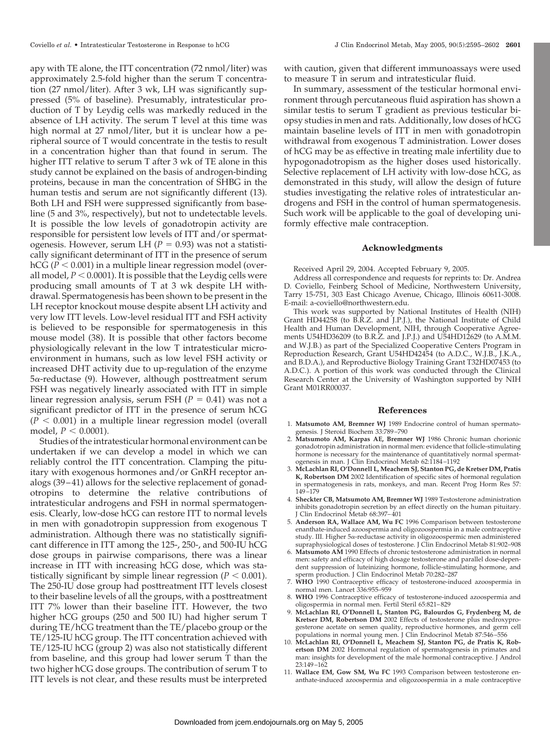apy with TE alone, the ITT concentration (72 nmol/liter) was approximately 2.5-fold higher than the serum T concentration (27 nmol/liter). After 3 wk, LH was significantly suppressed (5% of baseline). Presumably, intratesticular production of T by Leydig cells was markedly reduced in the absence of LH activity. The serum T level at this time was high normal at 27 nmol/liter, but it is unclear how a peripheral source of T would concentrate in the testis to result in a concentration higher than that found in serum. The higher ITT relative to serum T after 3 wk of TE alone in this study cannot be explained on the basis of androgen-binding proteins, because in man the concentration of SHBG in the human testis and serum are not significantly different (13). Both LH and FSH were suppressed significantly from baseline (5 and 3%, respectively), but not to undetectable levels. It is possible the low levels of gonadotropin activity are responsible for persistent low levels of ITT and/or spermatogenesis. However, serum LH ($P = 0.93$) was not a statistically significant determinant of ITT in the presence of serum hCG ($P < 0.001$) in a multiple linear regression model (overall model, $P < 0.0001$). It is possible that the Leydig cells were producing small amounts of T at 3 wk despite LH withdrawal. Spermatogenesis has been shown to be present in the LH receptor knockout mouse despite absent LH activity and very low ITT levels. Low-level residual ITT and FSH activity is believed to be responsible for spermatogenesis in this mouse model (38). It is possible that other factors become physiologically relevant in the low T intratesticular microenvironment in humans, such as low level FSH activity or increased DHT activity due to up-regulation of the enzyme 5α-reductase (9). However, although posttreatment serum FSH was negatively linearly associated with ITT in simple linear regression analysis, serum FSH ($P = 0.41$) was not a significant predictor of ITT in the presence of serum hCG ($P < 0.001$) in a multiple linear regression model (overall model, $P < 0.0001$).

Studies of the intratesticular hormonal environment can be undertaken if we can develop a model in which we can reliably control the ITT concentration. Clamping the pituitary with exogenous hormones and/or GnRH receptor analogs (39–41) allows for the selective replacement of gonadotropins to determine the relative contributions of intratesticular androgens and FSH in normal spermatogenesis. Clearly, low-dose hCG can restore ITT to normal levels in men with gonadotropin suppression from exogenous T administration. Although there was no statistically significant difference in ITT among the 125-, 250-, and 500-IU hCG dose groups in pairwise comparisons, there was a linear increase in ITT with increasing hCG dose, which was statistically significant by simple linear regression ($P < 0.001$). The 250-IU dose group had posttreatment ITT levels closest to their baseline levels of all the groups, with a posttreatment ITT 7% lower than their baseline ITT. However, the two higher hCG groups (250 and 500 IU) had higher serum T during TE/hCG treatment than the TE/placebo group or the TE/125-IU hCG group. The ITT concentration achieved with TE/125-IU hCG (group 2) was also not statistically different from baseline, and this group had lower serum T than the two higher hCG dose groups. The contribution of serum T to ITT levels is not clear, and these results must be interpreted with caution, given that different immunoassays were used to measure T in serum and intratesticular fluid.

In summary, assessment of the testicular hormonal environment through percutaneous fluid aspiration has shown a similar testis to serum T gradient as previous testicular biopsy studies in men and rats. Additionally, low doses of hCG maintain baseline levels of ITT in men with gonadotropin withdrawal from exogenous T administration. Lower doses of hCG may be as effective in treating male infertility due to hypogonadotropism as the higher doses used historically. Selective replacement of LH activity with low-dose hCG, as demonstrated in this study, will allow the design of future studies investigating the relative roles of intratesticular androgens and FSH in the control of human spermatogenesis. Such work will be applicable to the goal of developing uniformly effective male contraception.

## Acknowledgments

Received April 29, 2004. Accepted February 9, 2005.

Address all correspondence and requests for reprints to: Dr. Andrea D. Coviello, Feinberg School of Medicine, Northwestern University, Tarry 15-751, 303 East Chicago Avenue, Chicago, Illinois 60611-3008. E-mail: a-coviello@northwestern.edu.

This work was supported by National Institutes of Health (NIH) Grant HD44258 (to B.R.Z. and J.P.J.), the National Institute of Child Health and Human Development, NIH, through Cooperative Agreements U54HD36209 (to B.R.Z. and J.P.J.) and U54HD12629 (to A.M.M. and W.J.B.) as part of the Specialized Cooperative Centers Program in Reproduction Research, Grant U54HD42454 (to A.D.C., W.J.B., J.K.A., and B.D.A.), and Reproductive Biology Training Grant T32HD07453 (to A.D.C.). A portion of this work was conducted through the Clinical Research Center at the University of Washington supported by NIH Grant M01RR00037.

## References

1. **Matsumoto AM, Bremner WJ** 1989 Endocrine control of human spermatogenesis. J Steroid Biochem 33:789–790
2. **Matsumoto AM, Karpas AE, Bremner WJ** 1986 Chronic human chorionic gonadotropin administration in normal men: evidence that follicle-stimulating hormone is necessary for the maintenance of quantitatively normal spermatogenesis in man. J Clin Endocrinol Metab 62:1184–1192
3. **McLachlan RI, O'Donnell L, Meachem SJ, Stanton PG, de Kretser DM, Pratis K, Robertson DM** 2002 Identification of specific sites of hormonal regulation in spermatogenesis in rats, monkeys, and man. Recent Prog Horm Res 57: 149–179
4. **Sheckter CB, Matsumoto AM, Bremner WJ** 1989 Testosterone administration inhibits gonadotropin secretion by an effect directly on the human pituitary. J Clin Endocrinol Metab 68:397–401
5. **Anderson RA, Wallace AM, Wu FC** 1996 Comparison between testosterone enanthate-induced azoospermia and oligozoospermia in a male contraceptive study. III. Higher 5α-reductase activity in oligozoospermic men administered supraphysiological doses of testosterone. J Clin Endocrinol Metab 81:902–908
6. **Matsumoto AM** 1990 Effects of chronic testosterone administration in normal men: safety and efficacy of high dosage testosterone and parallel dose-dependent suppression of luteinizing hormone, follicle-stimulating hormone, and sperm production. J Clin Endocrinol Metab 70:282–287
7. **WHO** 1990 Contraceptive efficacy of testosterone-induced azoospermia in normal men. Lancet 336:955–959
8. **WHO** 1996 Contraceptive efficacy of testosterone-induced azoospermia and oligospermia in normal men. Fertil Steril 65:821–829
9. **McLachlan RI, O'Donnell L, Stanton PG, Balourdos G, Frydenberg M, de Kretser DM, Robertson DM** 2002 Effects of testosterone plus medroxyprogesterone acetate on semen quality, reproductive hormones, and germ cell populations in normal young men. J Clin Endocrinol Metab 87:546–556
10. **McLachlan RI, O'Donnell L, Meachem SJ, Stanton PG, de Pratis K, Robertson DM** 2002 Hormonal regulation of spermatogenesis in primates and man: insights for development of the male hormonal contraceptive. J Androl 23:149–162
11. **Wallace EM, Gow SM, Wu FC** 1993 Comparison between testosterone enanthate-induced azoospermia and oligozoospermia in a male contraceptive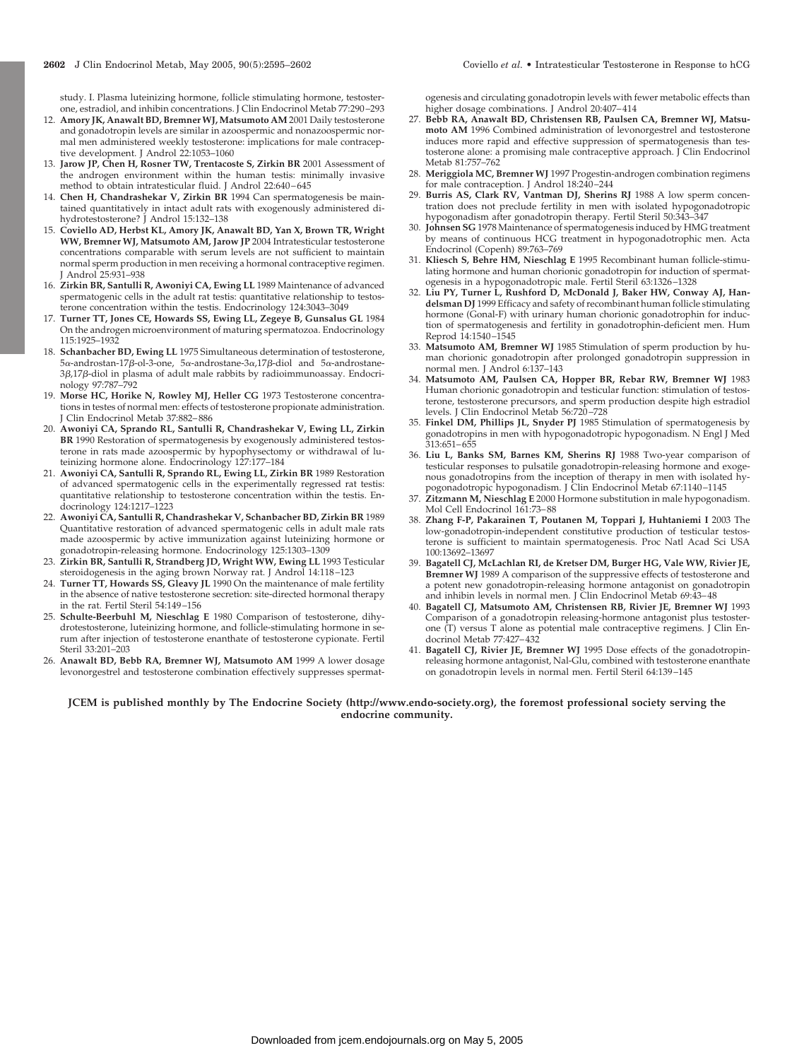study. I. Plasma luteinizing hormone, follicle stimulating hormone, testosterone, estradiol, and inhibin concentrations. J Clin Endocrinol Metab 77:290–293

12. **Amory JK, Anawalt BD, Bremner WJ, Matsumoto AM** 2001 Daily testosterone and gonadotropin levels are similar in azoospermic and nonazoospermic normal men administered weekly testosterone: implications for male contraceptive development. J Androl 22:1053–1060
13. **Jarow JP, Chen H, Rosner TW, Trentacoste S, Zirkin BR** 2001 Assessment of the androgen environment within the human testis: minimally invasive method to obtain intratesticular fluid. J Androl 22:640–645
14. **Chen H, Chandrashekar V, Zirkin BR** 1994 Can spermatogenesis be maintained quantitatively in intact adult rats with exogenously administered dihydrotestosterone? J Androl 15:132–138
15. **Coviello AD, Herbst KL, Amory JK, Anawalt BD, Yan X, Brown TR, Wright WW, Bremner WJ, Matsumoto AM, Jarow JP** 2004 Intratesticular testosterone concentrations comparable with serum levels are not sufficient to maintain normal sperm production in men receiving a hormonal contraceptive regimen. J Androl 25:931–938
16. **Zirkin BR, Santulli R, Awoniyi CA, Ewing LL** 1989 Maintenance of advanced spermatogenic cells in the adult rat testis: quantitative relationship to testosterone concentration within the testis. Endocrinology 124:3043–3049
17. **Turner TT, Jones CE, Howards SS, Ewing LL, Zegeye B, Gunsalus GL** 1984 On the androgen microenvironment of maturing spermatozoa. Endocrinology 115:1925–1932
18. **Schanbacher BD, Ewing LL** 1975 Simultaneous determination of testosterone, 5α-androstan-17β-ol-3-one, 5α-androstane-3α,17β-diol and 5α-androstane-3β,17β-diol in plasma of adult male rabbits by radioimmunoassay. Endocrinology 97:787–792
19. **Morse HC, Horike N, Rowley MJ, Heller CG** 1973 Testosterone concentrations in testes of normal men: effects of testosterone propionate administration. J Clin Endocrinol Metab 37:882–886
20. **Awoniyi CA, Sprando RL, Santulli R, Chandrashekar V, Ewing LL, Zirkin BR** 1990 Restoration of spermatogenesis by exogenously administered testosterone in rats made azoospermic by hypophysectomy or withdrawal of luteinizing hormone alone. Endocrinology 127:177–184
21. **Awoniyi CA, Santulli R, Sprando RL, Ewing LL, Zirkin BR** 1989 Restoration of advanced spermatogenic cells in the experimentally regressed rat testis: quantitative relationship to testosterone concentration within the testis. Endocrinology 124:1217–1223
22. **Awoniyi CA, Santulli R, Chandrashekar V, Schanbacher BD, Zirkin BR** 1989 Quantitative restoration of advanced spermatogenic cells in adult male rats made azoospermic by active immunization against luteinizing hormone or gonadotropin-releasing hormone. Endocrinology 125:1303–1309
23. **Zirkin BR, Santulli R, Strandberg JD, Wright WW, Ewing LL** 1993 Testicular steroidogenesis in the aging brown Norway rat. J Androl 14:118–123
24. **Turner TT, Howards SS, Gleavy JL** 1990 On the maintenance of male fertility in the absence of native testosterone secretion: site-directed hormonal therapy in the rat. Fertil Steril 54:149–156
25. **Schulte-Beerbuhl M, Nieschlag E** 1980 Comparison of testosterone, dihydrotestosterone, luteinizing hormone, and follicle-stimulating hormone in serum after injection of testosterone enanthate of testosterone cypionate. Fertil Steril 33:201–203
26. **Anawalt BD, Bebb RA, Bremner WJ, Matsumoto AM** 1999 A lower dosage levonorgestrel and testosterone combination effectively suppresses spermatogenesis and circulating gonadotropin levels with fewer metabolic effects than higher dosage combinations. J Androl 20:407–414
27. **Bebb RA, Anawalt BD, Christensen RB, Paulsen CA, Bremner WJ, Matsumoto AM** 1996 Combined administration of levonorgestrel and testosterone induces more rapid and effective suppression of spermatogenesis than testosterone alone: a promising male contraceptive approach. J Clin Endocrinol Metab 81:757–762
28. **Meriggiola MC, Bremner WJ** 1997 Progestin-androgen combination regimens for male contraception. J Androl 18:240–244
29. **Burris AS, Clark RV, Vantman DJ, Sherins RJ** 1988 A low sperm concentration does not preclude fertility in men with isolated hypogonadotropic hypogonadism after gonadotropin therapy. Fertil Steril 50:343–347
30. **Johnsen SG** 1978 Maintenance of spermatogenesis induced by HMG treatment by means of continuous HCG treatment in hypogonadotrophic men. Acta Endocrinol (Copenh) 89:763–769
31. **Kliesch S, Behre HM, Nieschlag E** 1995 Recombinant human follicle-stimulating hormone and human chorionic gonadotropin for induction of spermatogenesis in a hypogonadotropic male. Fertil Steril 63:1326–1328
32. **Liu PY, Turner L, Rushford D, McDonald J, Baker HW, Conway AJ, Handelsman DJ** 1999 Efficacy and safety of recombinant human follicle stimulating hormone (Gonal-F) with urinary human chorionic gonadotrophin for induction of spermatogenesis and fertility in gonadotrophin-deficient men. Hum Reprod 14:1540–1545
33. **Matsumoto AM, Bremner WJ** 1985 Stimulation of sperm production by human chorionic gonadotropin after prolonged gonadotropin suppression in normal men. J Androl 6:137–143
34. **Matsumoto AM, Paulsen CA, Hopper BR, Rebar RW, Bremner WJ** 1983 Human chorionic gonadotropin and testicular function: stimulation of testosterone, testosterone precursors, and sperm production despite high estradiol levels. J Clin Endocrinol Metab 56:720–728
35. **Finkel DM, Phillips JL, Snyder PJ** 1985 Stimulation of spermatogenesis by gonadotropins in men with hypogonadotropic hypogonadism. N Engl J Med 313:651–655
36. **Liu L, Banks SM, Barnes KM, Sherins RJ** 1988 Two-year comparison of testicular responses to pulsatile gonadotropin-releasing hormone and exogenous gonadotropins from the inception of therapy in men with isolated hypogonadotropic hypogonadism. J Clin Endocrinol Metab 67:1140–1145
37. **Zitzmann M, Nieschlag E** 2000 Hormone substitution in male hypogonadism. Mol Cell Endocrinol 161:73–88
38. **Zhang F-P, Pakarainen T, Poutanen M, Toppari J, Huhtaniemi I** 2003 The low-gonadotropin-independent constitutive production of testicular testosterone is sufficient to maintain spermatogenesis. Proc Natl Acad Sci USA 100:13692–13697
39. **Bagatell CJ, McLachlan RI, de Kretser DM, Burger HG, Vale WW, Rivier JE, Bremner WJ** 1989 A comparison of the suppressive effects of testosterone and a potent new gonadotropin-releasing hormone antagonist on gonadotropin and inhibin levels in normal men. J Clin Endocrinol Metab 69:43–48
40. **Bagatell CJ, Matsumoto AM, Christensen RB, Rivier JE, Bremner WJ** 1993 Comparison of a gonadotropin releasing-hormone antagonist plus testosterone (T) versus T alone as potential male contraceptive regimens. J Clin Endocrinol Metab 77:427–432
41. **Bagatell CJ, Rivier JE, Bremner WJ** 1995 Dose effects of the gonadotropin-releasing hormone antagonist, Nal-Glu, combined with testosterone enanthate on gonadotropin levels in normal men. Fertil Steril 64:139–145

**JCEM is published monthly by The Endocrine Society (http://www.endo-society.org), the foremost professional society serving the endocrine community.**